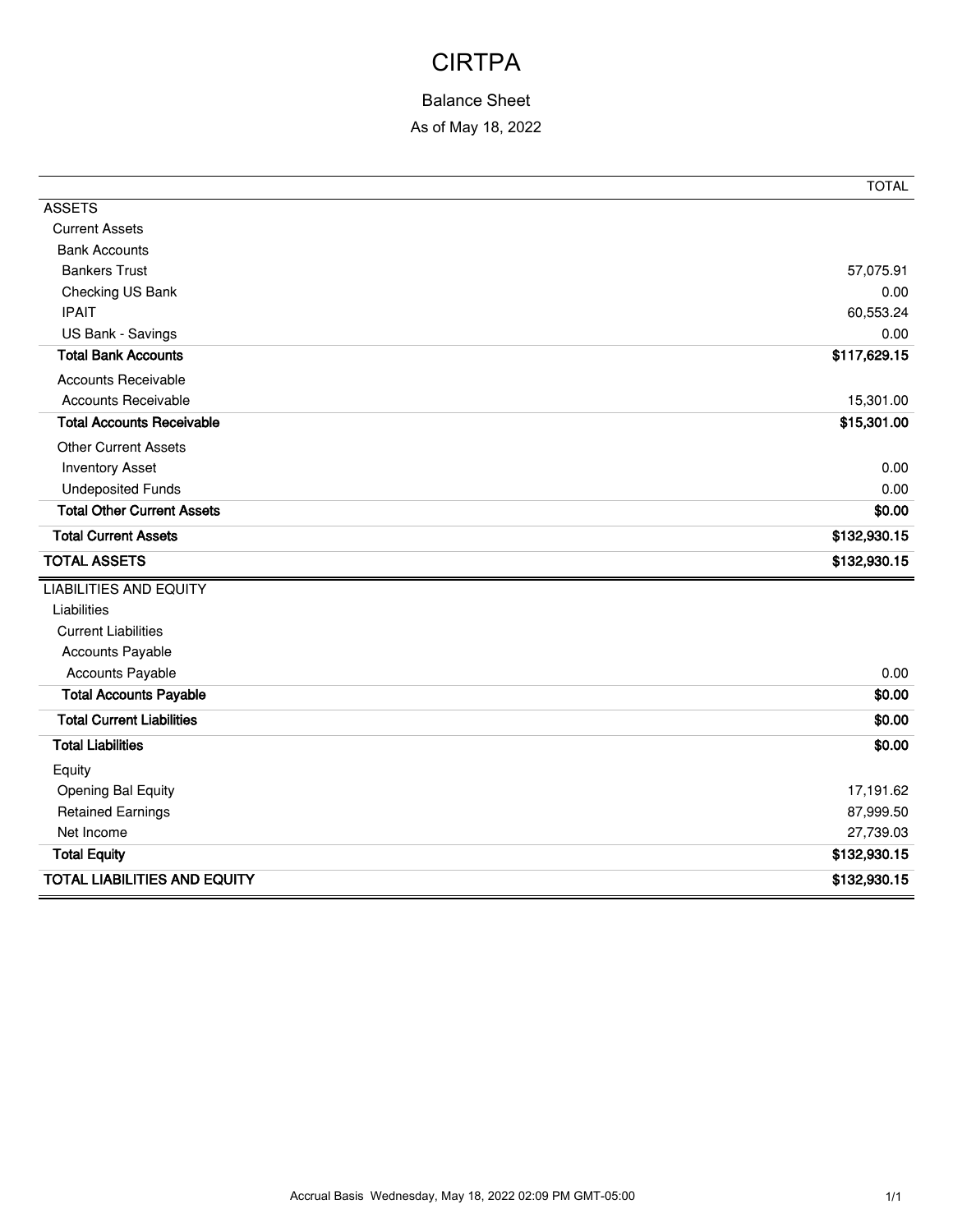# CIRTPA

## Balance Sheet

As of May 18, 2022

| | TOTAL |
|---|---|
| ASSETS | |
| Current Assets | |
| Bank Accounts | |
| Bankers Trust | 57,075.91 |
| Checking US Bank | 0.00 |
| IPAIT | 60,553.24 |
| US Bank - Savings | 0.00 |
| **Total Bank Accounts** | **$117,629.15** |
| Accounts Receivable | |
| Accounts Receivable | 15,301.00 |
| **Total Accounts Receivable** | **$15,301.00** |
| Other Current Assets | |
| Inventory Asset | 0.00 |
| Undeposited Funds | 0.00 |
| **Total Other Current Assets** | **$0.00** |
| **Total Current Assets** | **$132,930.15** |
| **TOTAL ASSETS** | **$132,930.15** |
| LIABILITIES AND EQUITY | |
| Liabilities | |
| Current Liabilities | |
| Accounts Payable | |
| Accounts Payable | 0.00 |
| **Total Accounts Payable** | **$0.00** |
| **Total Current Liabilities** | **$0.00** |
| **Total Liabilities** | **$0.00** |
| Equity | |
| Opening Bal Equity | 17,191.62 |
| Retained Earnings | 87,999.50 |
| Net Income | 27,739.03 |
| **Total Equity** | **$132,930.15** |
| **TOTAL LIABILITIES AND EQUITY** | **$132,930.15** |

Accrual Basis Wednesday, May 18, 2022 02:09 PM GMT-05:00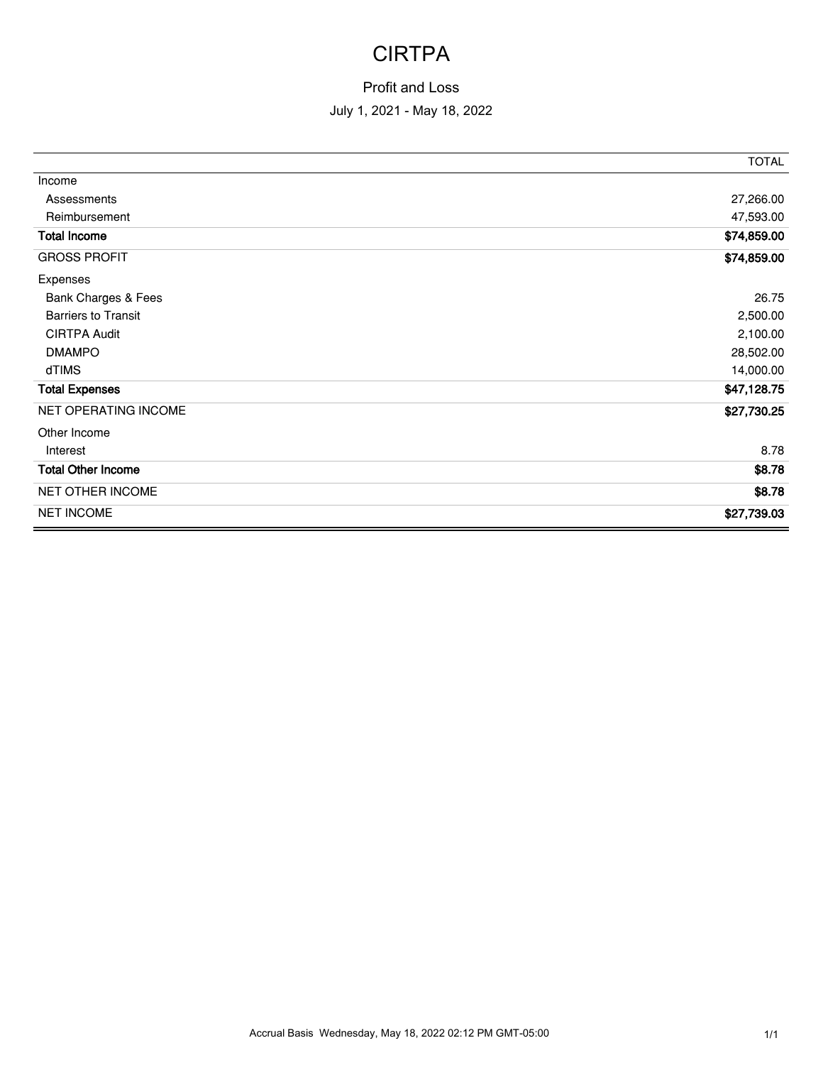# CIRTPA

## Profit and Loss

July 1, 2021 - May 18, 2022

| | TOTAL |
|---|---|
| Income | |
| Assessments | 27,266.00 |
| Reimbursement | 47,593.00 |
| **Total Income** | **$74,859.00** |
| GROSS PROFIT | **$74,859.00** |
| Expenses | |
| Bank Charges & Fees | 26.75 |
| Barriers to Transit | 2,500.00 |
| CIRTPA Audit | 2,100.00 |
| DMAMPO | 28,502.00 |
| dTIMS | 14,000.00 |
| **Total Expenses** | **$47,128.75** |
| NET OPERATING INCOME | **$27,730.25** |
| Other Income | |
| Interest | 8.78 |
| **Total Other Income** | **$8.78** |
| NET OTHER INCOME | **$8.78** |
| NET INCOME | **$27,739.03** |

Accrual Basis Wednesday, May 18, 2022 02:12 PM GMT-05:00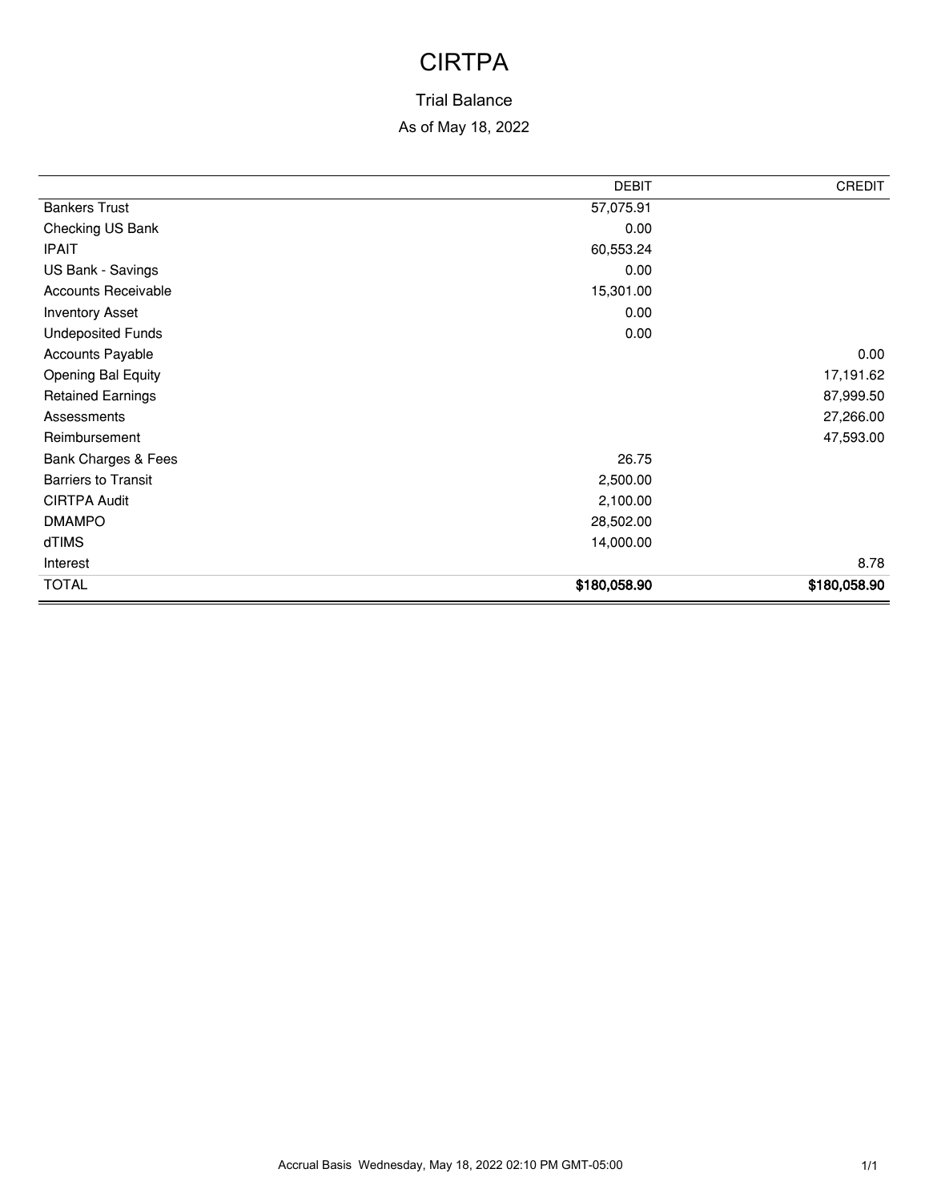# CIRTPA

## Trial Balance

As of May 18, 2022

| | DEBIT | CREDIT |
|---|---|---|
| Bankers Trust | 57,075.91 | |
| Checking US Bank | 0.00 | |
| IPAIT | 60,553.24 | |
| US Bank - Savings | 0.00 | |
| Accounts Receivable | 15,301.00 | |
| Inventory Asset | 0.00 | |
| Undeposited Funds | 0.00 | |
| Accounts Payable | | 0.00 |
| Opening Bal Equity | | 17,191.62 |
| Retained Earnings | | 87,999.50 |
| Assessments | | 27,266.00 |
| Reimbursement | | 47,593.00 |
| Bank Charges & Fees | 26.75 | |
| Barriers to Transit | 2,500.00 | |
| CIRTPA Audit | 2,100.00 | |
| DMAMPO | 28,502.00 | |
| dTIMS | 14,000.00 | |
| Interest | | 8.78 |
| TOTAL | **$180,058.90** | **$180,058.90** |

Accrual Basis Wednesday, May 18, 2022 02:10 PM GMT-05:00